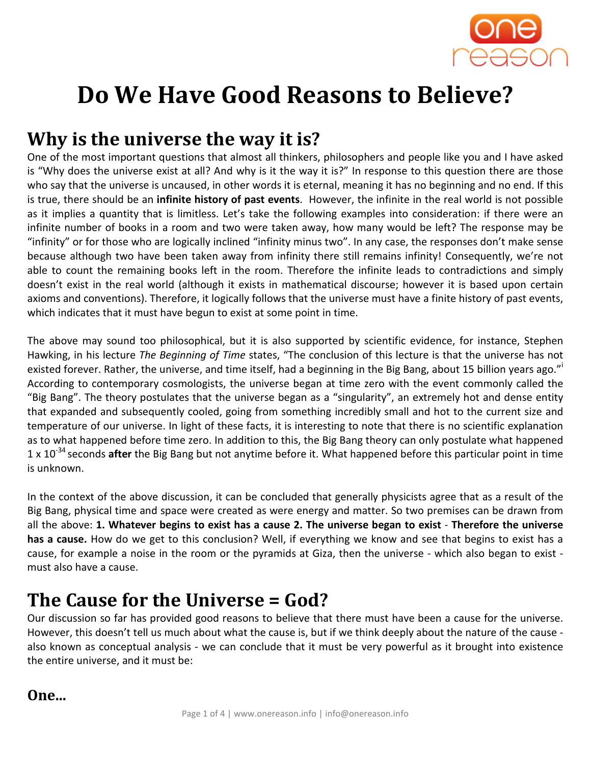# Do We Have Good Reasons to Believe?

## Why is the universe the way it is?

One of the most important questions that almost all thinkers, philosophers and people like you and I have asked is "Why does the universe exist at all? And why is it the way it is?" In response to this question there are those who say that the universe is uncaused, in other words it is eternal, meaning it has no beginning and no end. If this is true, there should be an **infinite history of past events**. However, the infinite in the real world is not possible as it implies a quantity that is limitless. Let's take the following examples into consideration: if there were an infinite number of books in a room and two were taken away, how many would be left? The response may be "infinity" or for those who are logically inclined "infinity minus two". In any case, the responses don't make sense because although two have been taken away from infinity there still remains infinity! Consequently, we're not able to count the remaining books left in the room. Therefore the infinite leads to contradictions and simply doesn't exist in the real world (although it exists in mathematical discourse; however it is based upon certain axioms and conventions). Therefore, it logically follows that the universe must have a finite history of past events, which indicates that it must have begun to exist at some point in time.

The above may sound too philosophical, but it is also supported by scientific evidence, for instance, Stephen Hawking, in his lecture *The Beginning of Time* states, "The conclusion of this lecture is that the universe has not existed forever. Rather, the universe, and time itself, had a beginning in the Big Bang, about 15 billion years ago."[i] According to contemporary cosmologists, the universe began at time zero with the event commonly called the "Big Bang". The theory postulates that the universe began as a "singularity", an extremely hot and dense entity that expanded and subsequently cooled, going from something incredibly small and hot to the current size and temperature of our universe. In light of these facts, it is interesting to note that there is no scientific explanation as to what happened before time zero. In addition to this, the Big Bang theory can only postulate what happened $1 \times 10^{-34}$ seconds **after** the Big Bang but not anytime before it. What happened before this particular point in time is unknown.

In the context of the above discussion, it can be concluded that generally physicists agree that as a result of the Big Bang, physical time and space were created as were energy and matter. So two premises can be drawn from all the above: **1. Whatever begins to exist has a cause 2. The universe began to exist** - **Therefore the universe has a cause.** How do we get to this conclusion? Well, if everything we know and see that begins to exist has a cause, for example a noise in the room or the pyramids at Giza, then the universe - which also began to exist - must also have a cause.

## The Cause for the Universe = God?

Our discussion so far has provided good reasons to believe that there must have been a cause for the universe. However, this doesn't tell us much about what the cause is, but if we think deeply about the nature of the cause - also known as conceptual analysis - we can conclude that it must be very powerful as it brought into existence the entire universe, and it must be:

### One...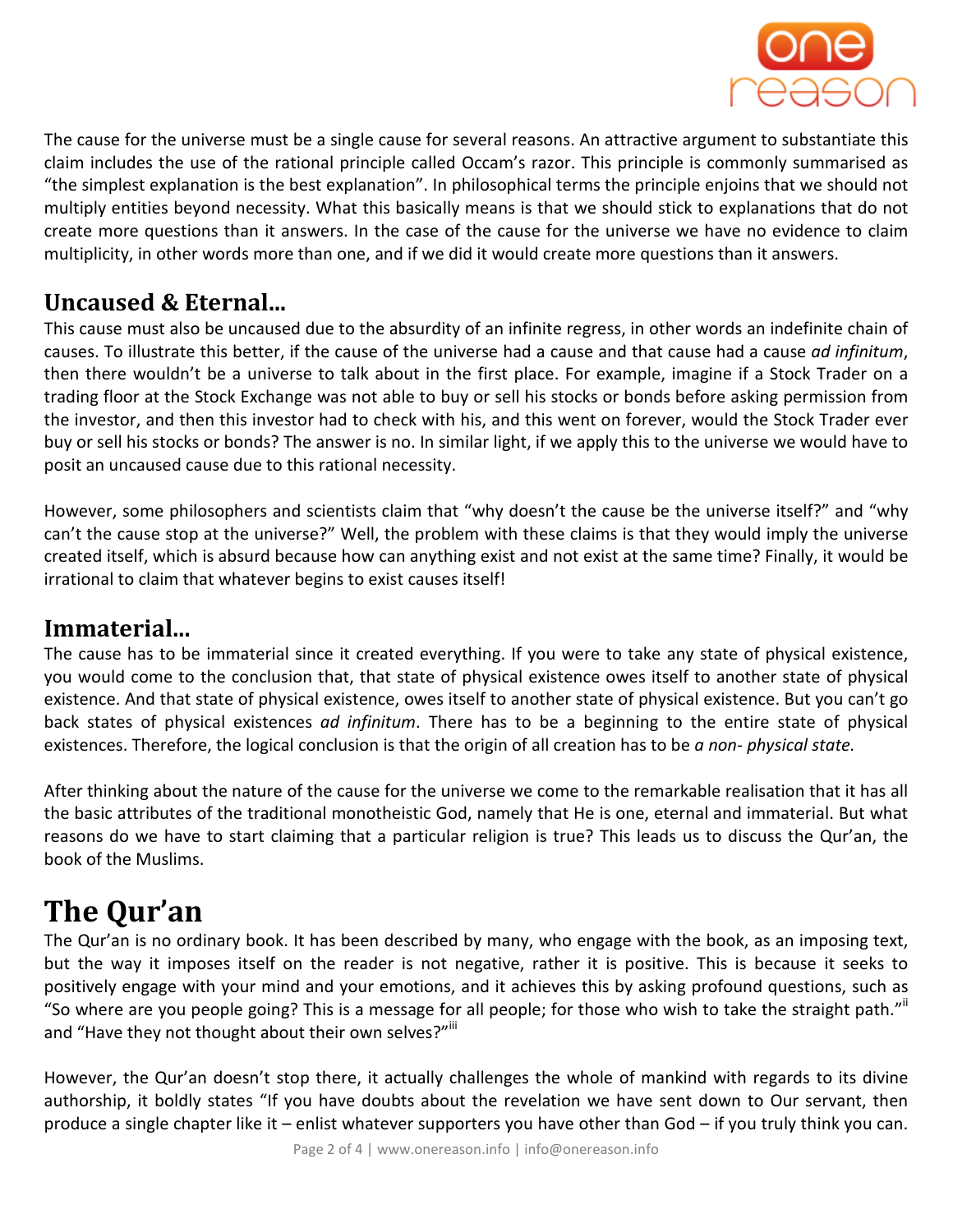The cause for the universe must be a single cause for several reasons. An attractive argument to substantiate this claim includes the use of the rational principle called Occam's razor. This principle is commonly summarised as "the simplest explanation is the best explanation". In philosophical terms the principle enjoins that we should not multiply entities beyond necessity. What this basically means is that we should stick to explanations that do not create more questions than it answers. In the case of the cause for the universe we have no evidence to claim multiplicity, in other words more than one, and if we did it would create more questions than it answers.

## Uncaused & Eternal...

This cause must also be uncaused due to the absurdity of an infinite regress, in other words an indefinite chain of causes. To illustrate this better, if the cause of the universe had a cause and that cause had a cause *ad infinitum*, then there wouldn't be a universe to talk about in the first place. For example, imagine if a Stock Trader on a trading floor at the Stock Exchange was not able to buy or sell his stocks or bonds before asking permission from the investor, and then this investor had to check with his, and this went on forever, would the Stock Trader ever buy or sell his stocks or bonds? The answer is no. In similar light, if we apply this to the universe we would have to posit an uncaused cause due to this rational necessity.

However, some philosophers and scientists claim that "why doesn't the cause be the universe itself?" and "why can't the cause stop at the universe?" Well, the problem with these claims is that they would imply the universe created itself, which is absurd because how can anything exist and not exist at the same time? Finally, it would be irrational to claim that whatever begins to exist causes itself!

## Immaterial...

The cause has to be immaterial since it created everything. If you were to take any state of physical existence, you would come to the conclusion that, that state of physical existence owes itself to another state of physical existence. And that state of physical existence, owes itself to another state of physical existence. But you can't go back states of physical existences *ad infinitum*. There has to be a beginning to the entire state of physical existences. Therefore, the logical conclusion is that the origin of all creation has to be *a non- physical state.*

After thinking about the nature of the cause for the universe we come to the remarkable realisation that it has all the basic attributes of the traditional monotheistic God, namely that He is one, eternal and immaterial. But what reasons do we have to start claiming that a particular religion is true? This leads us to discuss the Qur'an, the book of the Muslims.

# The Qur'an

The Qur'an is no ordinary book. It has been described by many, who engage with the book, as an imposing text, but the way it imposes itself on the reader is not negative, rather it is positive. This is because it seeks to positively engage with your mind and your emotions, and it achieves this by asking profound questions, such as "So where are you people going? This is a message for all people; for those who wish to take the straight path."[ii] and "Have they not thought about their own selves?"[iii]

However, the Qur'an doesn't stop there, it actually challenges the whole of mankind with regards to its divine authorship, it boldly states "If you have doubts about the revelation we have sent down to Our servant, then produce a single chapter like it – enlist whatever supporters you have other than God – if you truly think you can.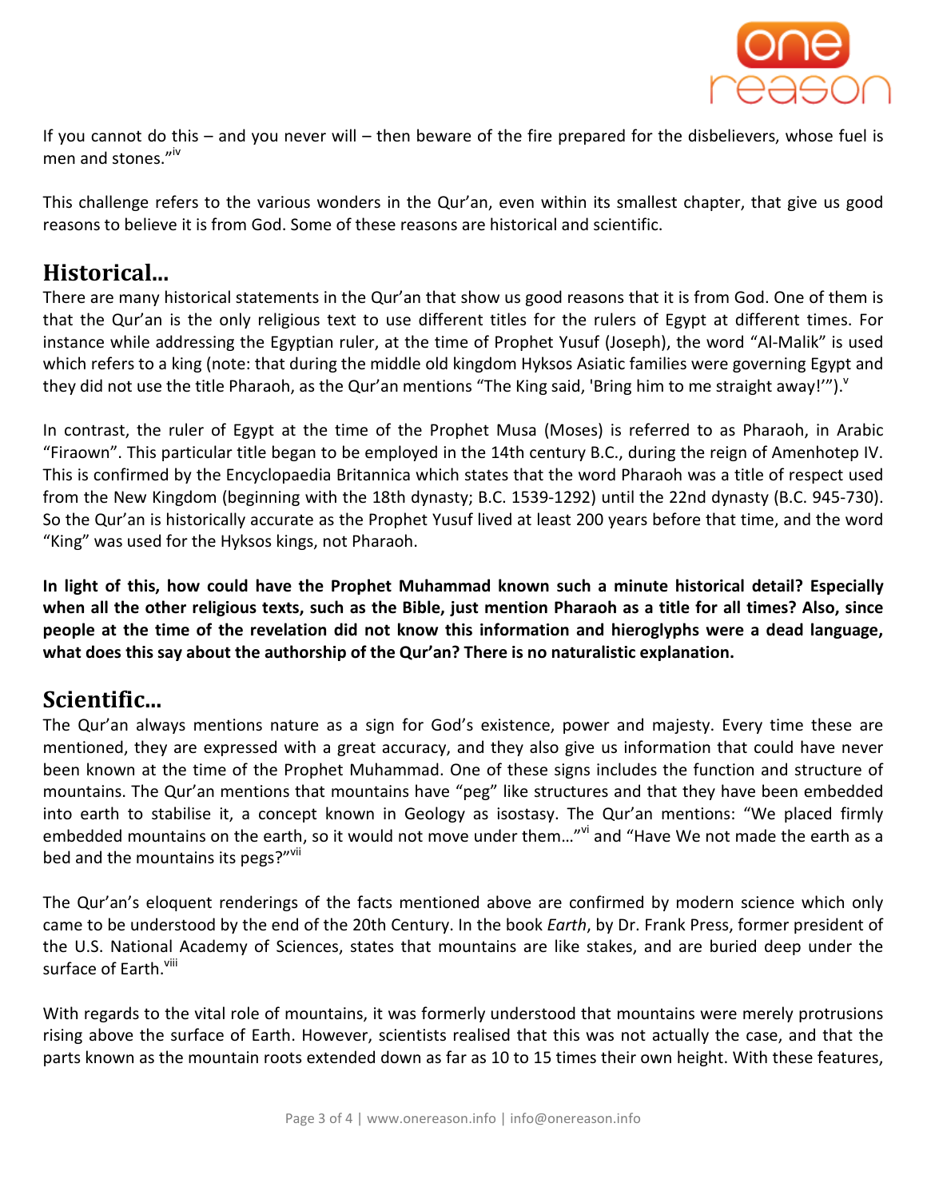If you cannot do this – and you never will – then beware of the fire prepared for the disbelievers, whose fuel is men and stones."[iv]

This challenge refers to the various wonders in the Qur'an, even within its smallest chapter, that give us good reasons to believe it is from God. Some of these reasons are historical and scientific.

## Historical...

There are many historical statements in the Qur'an that show us good reasons that it is from God. One of them is that the Qur'an is the only religious text to use different titles for the rulers of Egypt at different times. For instance while addressing the Egyptian ruler, at the time of Prophet Yusuf (Joseph), the word "Al-Malik" is used which refers to a king (note: that during the middle old kingdom Hyksos Asiatic families were governing Egypt and they did not use the title Pharaoh, as the Qur'an mentions "The King said, 'Bring him to me straight away!'").[v]

In contrast, the ruler of Egypt at the time of the Prophet Musa (Moses) is referred to as Pharaoh, in Arabic "Firaown". This particular title began to be employed in the 14th century B.C., during the reign of Amenhotep IV. This is confirmed by the Encyclopaedia Britannica which states that the word Pharaoh was a title of respect used from the New Kingdom (beginning with the 18th dynasty; B.C. 1539-1292) until the 22nd dynasty (B.C. 945-730). So the Qur'an is historically accurate as the Prophet Yusuf lived at least 200 years before that time, and the word "King" was used for the Hyksos kings, not Pharaoh.

**In light of this, how could have the Prophet Muhammad known such a minute historical detail? Especially when all the other religious texts, such as the Bible, just mention Pharaoh as a title for all times? Also, since people at the time of the revelation did not know this information and hieroglyphs were a dead language, what does this say about the authorship of the Qur'an? There is no naturalistic explanation.**

## Scientific...

The Qur'an always mentions nature as a sign for God's existence, power and majesty. Every time these are mentioned, they are expressed with a great accuracy, and they also give us information that could have never been known at the time of the Prophet Muhammad. One of these signs includes the function and structure of mountains. The Qur'an mentions that mountains have "peg" like structures and that they have been embedded into earth to stabilise it, a concept known in Geology as isostasy. The Qur'an mentions: "We placed firmly embedded mountains on the earth, so it would not move under them..."[vi] and "Have We not made the earth as a bed and the mountains its pegs?"[vii]

The Qur'an's eloquent renderings of the facts mentioned above are confirmed by modern science which only came to be understood by the end of the 20th Century. In the book *Earth*, by Dr. Frank Press, former president of the U.S. National Academy of Sciences, states that mountains are like stakes, and are buried deep under the surface of Earth.[viii]

With regards to the vital role of mountains, it was formerly understood that mountains were merely protrusions rising above the surface of Earth. However, scientists realised that this was not actually the case, and that the parts known as the mountain roots extended down as far as 10 to 15 times their own height. With these features,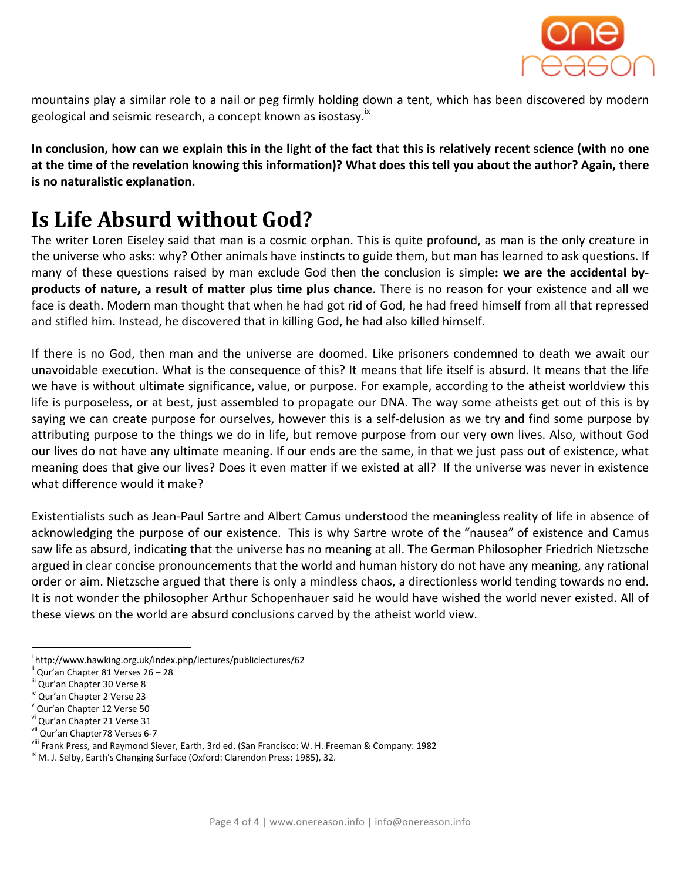mountains play a similar role to a nail or peg firmly holding down a tent, which has been discovered by modern geological and seismic research, a concept known as isostasy.[ix]

**In conclusion, how can we explain this in the light of the fact that this is relatively recent science (with no one at the time of the revelation knowing this information)? What does this tell you about the author? Again, there is no naturalistic explanation.**

# Is Life Absurd without God?

The writer Loren Eiseley said that man is a cosmic orphan. This is quite profound, as man is the only creature in the universe who asks: why? Other animals have instincts to guide them, but man has learned to ask questions. If many of these questions raised by man exclude God then the conclusion is simple**: we are the accidental by-products of nature, a result of matter plus time plus chance**. There is no reason for your existence and all we face is death. Modern man thought that when he had got rid of God, he had freed himself from all that repressed and stifled him. Instead, he discovered that in killing God, he had also killed himself.

If there is no God, then man and the universe are doomed. Like prisoners condemned to death we await our unavoidable execution. What is the consequence of this? It means that life itself is absurd. It means that the life we have is without ultimate significance, value, or purpose. For example, according to the atheist worldview this life is purposeless, or at best, just assembled to propagate our DNA. The way some atheists get out of this is by saying we can create purpose for ourselves, however this is a self-delusion as we try and find some purpose by attributing purpose to the things we do in life, but remove purpose from our very own lives. Also, without God our lives do not have any ultimate meaning. If our ends are the same, in that we just pass out of existence, what meaning does that give our lives? Does it even matter if we existed at all? If the universe was never in existence what difference would it make?

Existentialists such as Jean-Paul Sartre and Albert Camus understood the meaningless reality of life in absence of acknowledging the purpose of our existence. This is why Sartre wrote of the "nausea" of existence and Camus saw life as absurd, indicating that the universe has no meaning at all. The German Philosopher Friedrich Nietzsche argued in clear concise pronouncements that the world and human history do not have any meaning, any rational order or aim. Nietzsche argued that there is only a mindless chaos, a directionless world tending towards no end. It is not wonder the philosopher Arthur Schopenhauer said he would have wished the world never existed. All of these views on the world are absurd conclusions carved by the atheist world view.

---

[i] http://www.hawking.org.uk/index.php/lectures/publiclectures/62
[ii] Qur'an Chapter 81 Verses 26 – 28
[iii] Qur'an Chapter 30 Verse 8
[iv] Qur'an Chapter 2 Verse 23
[v] Qur'an Chapter 12 Verse 50
[vi] Qur'an Chapter 21 Verse 31
[vii] Qur'an Chapter78 Verses 6-7
[viii] Frank Press, and Raymond Siever, Earth, 3rd ed. (San Francisco: W. H. Freeman & Company: 1982
[ix] M. J. Selby, Earth's Changing Surface (Oxford: Clarendon Press: 1985), 32.